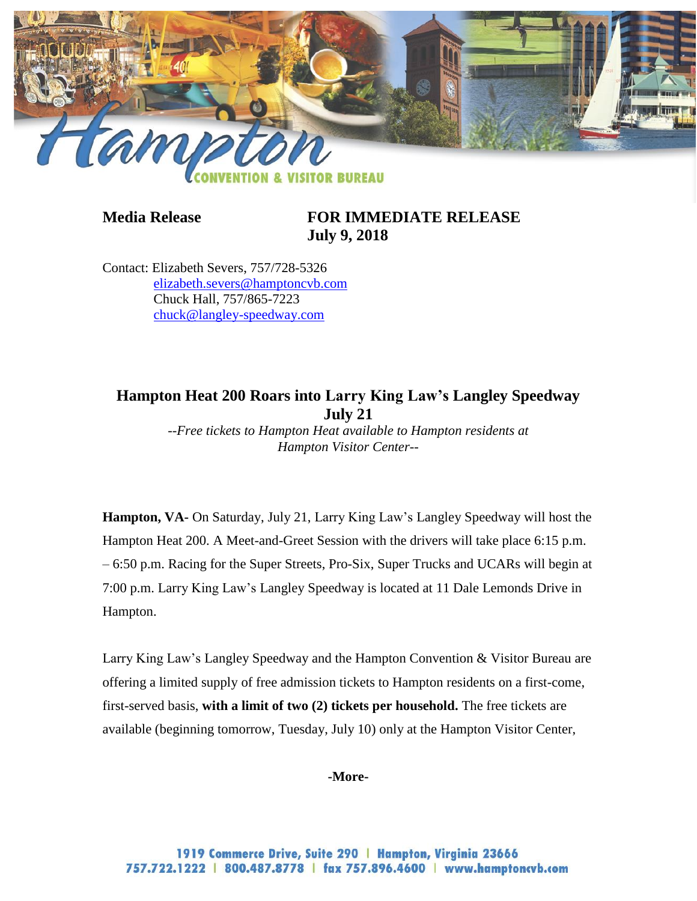**Media Release**

**FOR IMMEDIATE RELEASE**
**July 9, 2018**

Contact: Elizabeth Severs, 757/728-5326
elizabeth.severs@hamptoncvb.com
Chuck Hall, 757/865-7223
chuck@langley-speedway.com

## Hampton Heat 200 Roars into Larry King Law's Langley Speedway July 21

*--Free tickets to Hampton Heat available to Hampton residents at Hampton Visitor Center--*

**Hampton, VA-** On Saturday, July 21, Larry King Law's Langley Speedway will host the Hampton Heat 200. A Meet-and-Greet Session with the drivers will take place 6:15 p.m. – 6:50 p.m. Racing for the Super Streets, Pro-Six, Super Trucks and UCARs will begin at 7:00 p.m. Larry King Law's Langley Speedway is located at 11 Dale Lemonds Drive in Hampton.

Larry King Law's Langley Speedway and the Hampton Convention & Visitor Bureau are offering a limited supply of free admission tickets to Hampton residents on a first-come, first-served basis, **with a limit of two (2) tickets per household.** The free tickets are available (beginning tomorrow, Tuesday, July 10) only at the Hampton Visitor Center,

**-More-**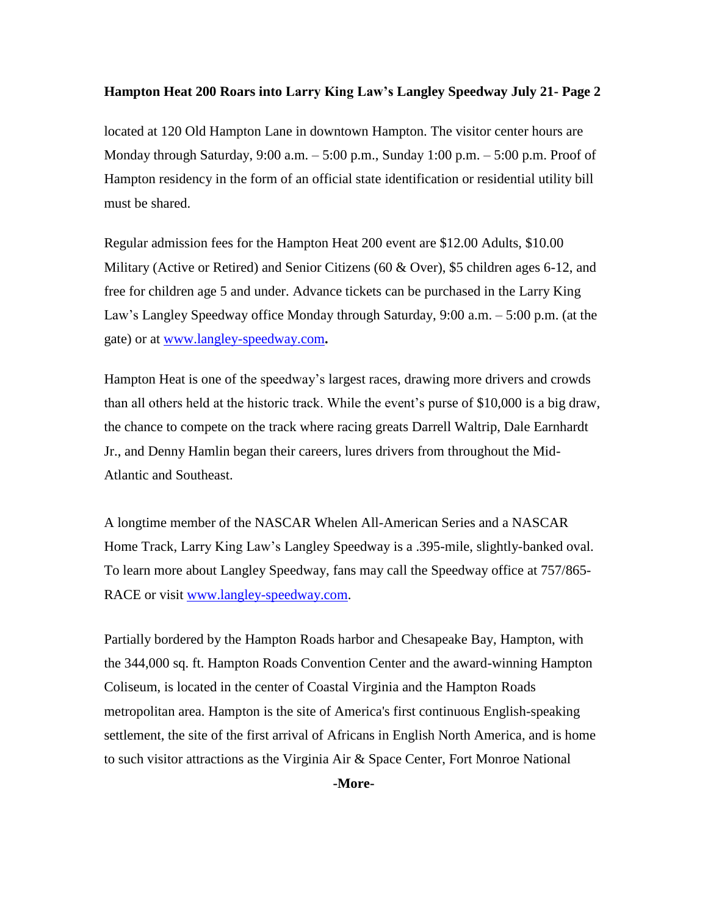located at 120 Old Hampton Lane in downtown Hampton. The visitor center hours are Monday through Saturday, 9:00 a.m. – 5:00 p.m., Sunday 1:00 p.m. – 5:00 p.m. Proof of Hampton residency in the form of an official state identification or residential utility bill must be shared.

Regular admission fees for the Hampton Heat 200 event are $12.00 Adults, $10.00 Military (Active or Retired) and Senior Citizens (60 & Over), $5 children ages 6-12, and free for children age 5 and under. Advance tickets can be purchased in the Larry King Law's Langley Speedway office Monday through Saturday, 9:00 a.m. – 5:00 p.m. (at the gate) or at [www.langley-speedway.com](http://www.langley-speedway.com)**.**

Hampton Heat is one of the speedway's largest races, drawing more drivers and crowds than all others held at the historic track. While the event's purse of $10,000 is a big draw, the chance to compete on the track where racing greats Darrell Waltrip, Dale Earnhardt Jr., and Denny Hamlin began their careers, lures drivers from throughout the Mid-Atlantic and Southeast.

A longtime member of the NASCAR Whelen All-American Series and a NASCAR Home Track, Larry King Law's Langley Speedway is a .395-mile, slightly-banked oval. To learn more about Langley Speedway, fans may call the Speedway office at 757/865-RACE or visit [www.langley-speedway.com](http://www.langley-speedway.com).

Partially bordered by the Hampton Roads harbor and Chesapeake Bay, Hampton, with the 344,000 sq. ft. Hampton Roads Convention Center and the award-winning Hampton Coliseum, is located in the center of Coastal Virginia and the Hampton Roads metropolitan area. Hampton is the site of America's first continuous English-speaking settlement, the site of the first arrival of Africans in English North America, and is home to such visitor attractions as the Virginia Air & Space Center, Fort Monroe National

**-More-**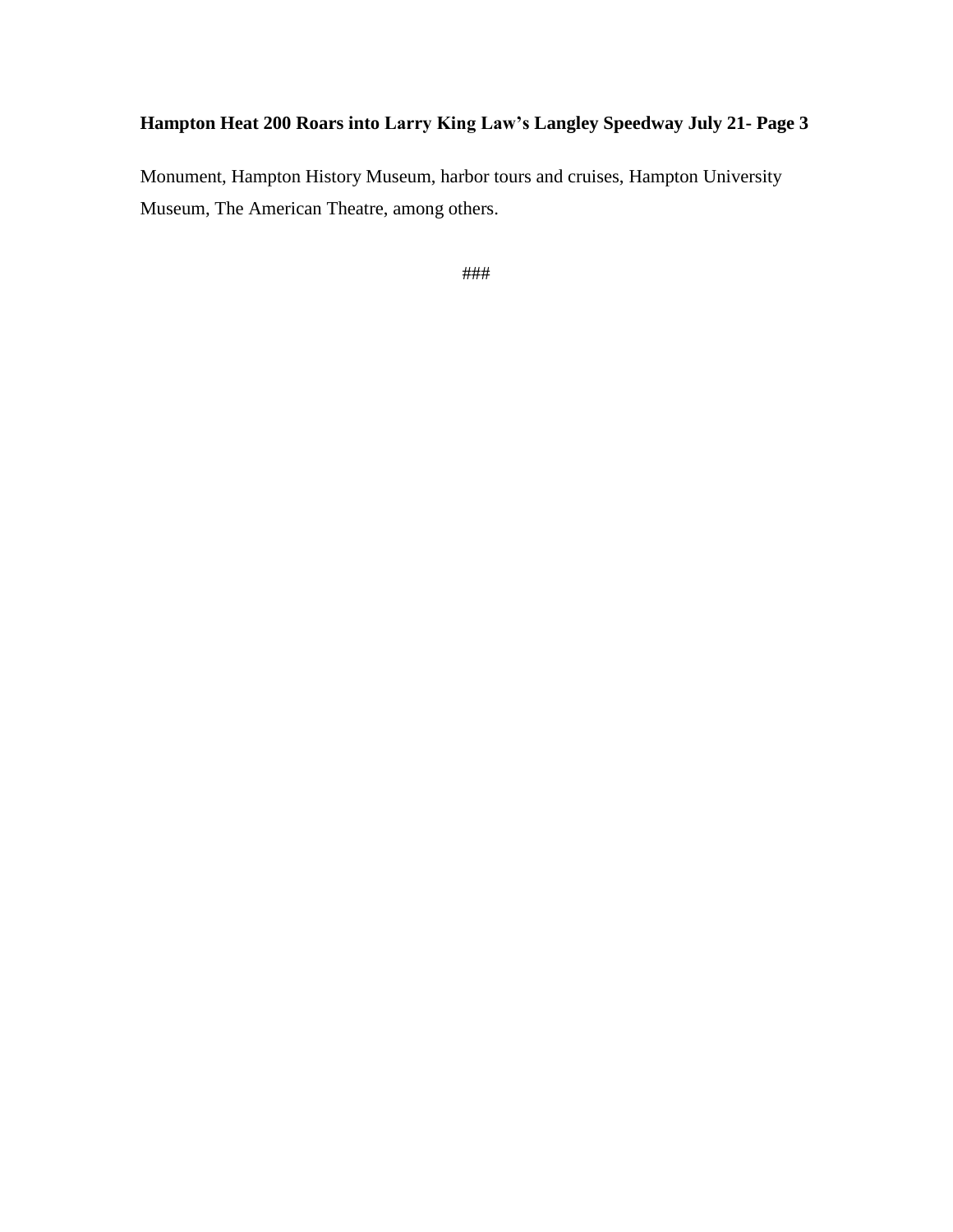Monument, Hampton History Museum, harbor tours and cruises, Hampton University Museum, The American Theatre, among others.

###